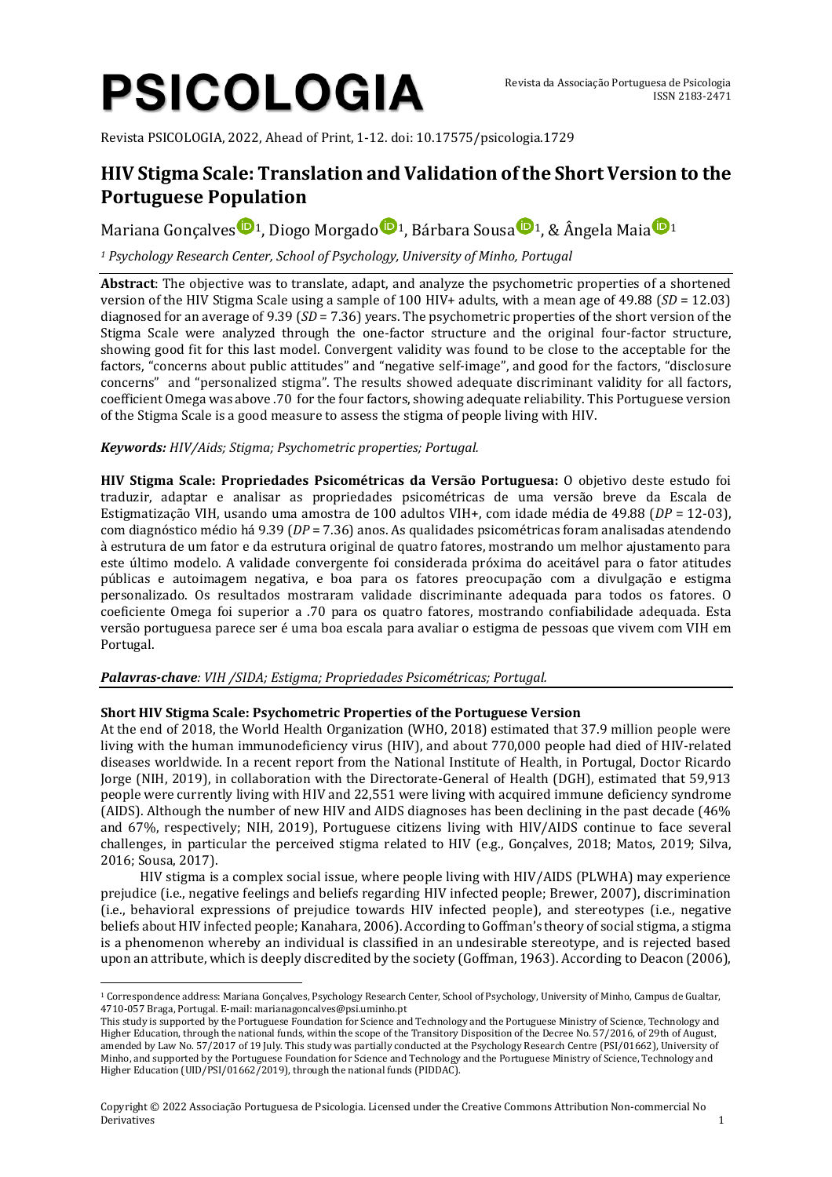# HIV Stigma Scale: Translation and Validation of the Short Version to the Portuguese Population

Mariana Gonçalves[1], Diogo Morgado[1], Bárbara Sousa[1], & Ângela Maia[1]

*[1] Psychology Research Center, School of Psychology, University of Minho, Portugal*

**Abstract**: The objective was to translate, adapt, and analyze the psychometric properties of a shortened version of the HIV Stigma Scale using a sample of 100 HIV+ adults, with a mean age of 49.88 (*SD* = 12.03) diagnosed for an average of 9.39 (*SD* = 7.36) years. The psychometric properties of the short version of the Stigma Scale were analyzed through the one-factor structure and the original four-factor structure, showing good fit for this last model. Convergent validity was found to be close to the acceptable for the factors, "concerns about public attitudes" and "negative self-image", and good for the factors, "disclosure concerns" and "personalized stigma". The results showed adequate discriminant validity for all factors, coefficient Omega was above .70 for the four factors, showing adequate reliability. This Portuguese version of the Stigma Scale is a good measure to assess the stigma of people living with HIV.

***Keywords:** HIV/Aids; Stigma; Psychometric properties; Portugal.*

**HIV Stigma Scale: Propriedades Psicométricas da Versão Portuguesa:** O objetivo deste estudo foi traduzir, adaptar e analisar as propriedades psicométricas de uma versão breve da Escala de Estigmatização VIH, usando uma amostra de 100 adultos VIH+, com idade média de 49.88 (*DP* = 12-03), com diagnóstico médio há 9.39 (*DP* = 7.36) anos. As qualidades psicométricas foram analisadas atendendo à estrutura de um fator e da estrutura original de quatro fatores, mostrando um melhor ajustamento para este último modelo. A validade convergente foi considerada próxima do aceitável para o fator atitudes públicas e autoimagem negativa, e boa para os fatores preocupação com a divulgação e estigma personalizado. Os resultados mostraram validade discriminante adequada para todos os fatores. O coeficiente Omega foi superior a .70 para os quatro fatores, mostrando confiabilidade adequada. Esta versão portuguesa parece ser é uma boa escala para avaliar o estigma de pessoas que vivem com VIH em Portugal.

***Palavras-chave**: VIH /SIDA; Estigma; Propriedades Psicométricas; Portugal.*

## Short HIV Stigma Scale: Psychometric Properties of the Portuguese Version

At the end of 2018, the World Health Organization (WHO, 2018) estimated that 37.9 million people were living with the human immunodeficiency virus (HIV), and about 770,000 people had died of HIV-related diseases worldwide. In a recent report from the National Institute of Health, in Portugal, Doctor Ricardo Jorge (NIH, 2019), in collaboration with the Directorate-General of Health (DGH), estimated that 59,913 people were currently living with HIV and 22,551 were living with acquired immune deficiency syndrome (AIDS). Although the number of new HIV and AIDS diagnoses has been declining in the past decade (46% and 67%, respectively; NIH, 2019), Portuguese citizens living with HIV/AIDS continue to face several challenges, in particular the perceived stigma related to HIV (e.g., Gonçalves, 2018; Matos, 2019; Silva, 2016; Sousa, 2017).

HIV stigma is a complex social issue, where people living with HIV/AIDS (PLWHA) may experience prejudice (i.e., negative feelings and beliefs regarding HIV infected people; Brewer, 2007), discrimination (i.e., behavioral expressions of prejudice towards HIV infected people), and stereotypes (i.e., negative beliefs about HIV infected people; Kanahara, 2006). According to Goffman's theory of social stigma, a stigma is a phenomenon whereby an individual is classified in an undesirable stereotype, and is rejected based upon an attribute, which is deeply discredited by the society (Goffman, 1963). According to Deacon (2006),

[1] Correspondence address: Mariana Gonçalves, Psychology Research Center, School of Psychology, University of Minho, Campus de Gualtar, 4710-057 Braga, Portugal. E-mail: marianagoncalves@psi.uminho.pt

This study is supported by the Portuguese Foundation for Science and Technology and the Portuguese Ministry of Science, Technology and Higher Education, through the national funds, within the scope of the Transitory Disposition of the Decree No. 57/2016, of 29th of August, amended by Law No. 57/2017 of 19 July. This study was partially conducted at the Psychology Research Centre (PSI/01662), University of Minho, and supported by the Portuguese Foundation for Science and Technology and the Portuguese Ministry of Science, Technology and Higher Education (UID/PSI/01662/2019), through the national funds (PIDDAC).

Copyright © 2022 Associação Portuguesa de Psicologia. Licensed under the Creative Commons Attribution Non-commercial No Derivatives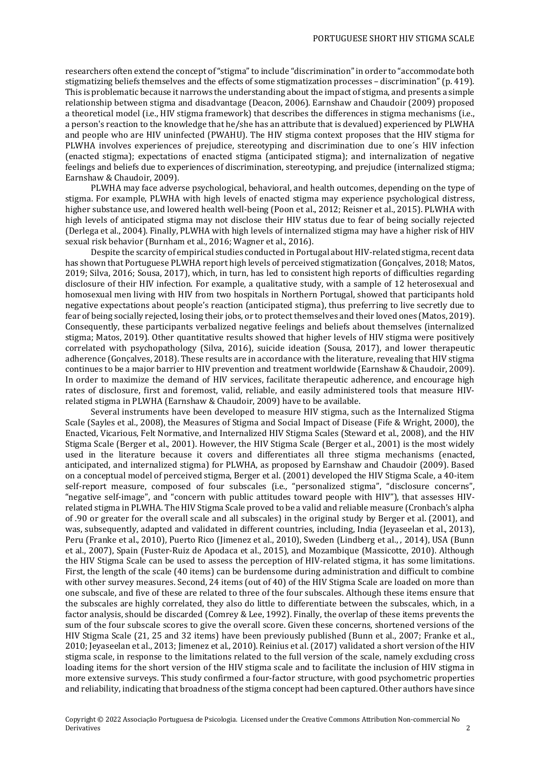researchers often extend the concept of "stigma" to include "discrimination" in order to "accommodate both stigmatizing beliefs themselves and the effects of some stigmatization processes – discrimination" (p. 419). This is problematic because it narrows the understanding about the impact of stigma, and presents a simple relationship between stigma and disadvantage (Deacon, 2006). Earnshaw and Chaudoir (2009) proposed a theoretical model (i.e., HIV stigma framework) that describes the differences in stigma mechanisms (i.e., a person's reaction to the knowledge that he/she has an attribute that is devalued) experienced by PLWHA and people who are HIV uninfected (PWAHU). The HIV stigma context proposes that the HIV stigma for PLWHA involves experiences of prejudice, stereotyping and discrimination due to one´s HIV infection (enacted stigma); expectations of enacted stigma (anticipated stigma); and internalization of negative feelings and beliefs due to experiences of discrimination, stereotyping, and prejudice (internalized stigma; Earnshaw & Chaudoir, 2009).

PLWHA may face adverse psychological, behavioral, and health outcomes, depending on the type of stigma. For example, PLWHA with high levels of enacted stigma may experience psychological distress, higher substance use, and lowered health well-being (Poon et al., 2012; Reisner et al., 2015). PLWHA with high levels of anticipated stigma may not disclose their HIV status due to fear of being socially rejected (Derlega et al., 2004). Finally, PLWHA with high levels of internalized stigma may have a higher risk of HIV sexual risk behavior (Burnham et al., 2016; Wagner et al., 2016).

Despite the scarcity of empirical studies conducted in Portugal about HIV-related stigma, recent data has shown that Portuguese PLWHA report high levels of perceived stigmatization (Gonçalves, 2018; Matos, 2019; Silva, 2016; Sousa, 2017), which, in turn, has led to consistent high reports of difficulties regarding disclosure of their HIV infection. For example, a qualitative study, with a sample of 12 heterosexual and homosexual men living with HIV from two hospitals in Northern Portugal, showed that participants hold negative expectations about people's reaction (anticipated stigma), thus preferring to live secretly due to fear of being socially rejected, losing their jobs, or to protect themselves and their loved ones (Matos, 2019). Consequently, these participants verbalized negative feelings and beliefs about themselves (internalized stigma; Matos, 2019). Other quantitative results showed that higher levels of HIV stigma were positively correlated with psychopathology (Silva, 2016), suicide ideation (Sousa, 2017), and lower therapeutic adherence (Gonçalves, 2018). These results are in accordance with the literature, revealing that HIV stigma continues to be a major barrier to HIV prevention and treatment worldwide (Earnshaw & Chaudoir, 2009). In order to maximize the demand of HIV services, facilitate therapeutic adherence, and encourage high rates of disclosure, first and foremost, valid, reliable, and easily administered tools that measure HIV-related stigma in PLWHA (Earnshaw & Chaudoir, 2009) have to be available.

Several instruments have been developed to measure HIV stigma, such as the Internalized Stigma Scale (Sayles et al., 2008), the Measures of Stigma and Social Impact of Disease (Fife & Wright, 2000), the Enacted, Vicarious, Felt Normative, and Internalized HIV Stigma Scales (Steward et al., 2008), and the HIV Stigma Scale (Berger et al., 2001). However, the HIV Stigma Scale (Berger et al., 2001) is the most widely used in the literature because it covers and differentiates all three stigma mechanisms (enacted, anticipated, and internalized stigma) for PLWHA, as proposed by Earnshaw and Chaudoir (2009). Based on a conceptual model of perceived stigma, Berger et al. (2001) developed the HIV Stigma Scale, a 40-item self-report measure, composed of four subscales (i.e., "personalized stigma", "disclosure concerns", "negative self-image", and "concern with public attitudes toward people with HIV"), that assesses HIV-related stigma in PLWHA. The HIV Stigma Scale proved to be a valid and reliable measure (Cronbach's alpha of .90 or greater for the overall scale and all subscales) in the original study by Berger et al. (2001), and was, subsequently, adapted and validated in different countries, including, India (Jeyaseelan et al., 2013), Peru (Franke et al., 2010), Puerto Rico (Jimenez et al., 2010), Sweden (Lindberg et al., , 2014), USA (Bunn et al., 2007), Spain (Fuster-Ruiz de Apodaca et al., 2015), and Mozambique (Massicotte, 2010). Although the HIV Stigma Scale can be used to assess the perception of HIV-related stigma, it has some limitations. First, the length of the scale (40 items) can be burdensome during administration and difficult to combine with other survey measures. Second, 24 items (out of 40) of the HIV Stigma Scale are loaded on more than one subscale, and five of these are related to three of the four subscales. Although these items ensure that the subscales are highly correlated, they also do little to differentiate between the subscales, which, in a factor analysis, should be discarded (Comrey & Lee, 1992). Finally, the overlap of these items prevents the sum of the four subscale scores to give the overall score. Given these concerns, shortened versions of the HIV Stigma Scale (21, 25 and 32 items) have been previously published (Bunn et al., 2007; Franke et al., 2010; Jeyaseelan et al., 2013; Jimenez et al., 2010). Reinius et al. (2017) validated a short version of the HIV stigma scale, in response to the limitations related to the full version of the scale, namely excluding cross loading items for the short version of the HIV stigma scale and to facilitate the inclusion of HIV stigma in more extensive surveys. This study confirmed a four-factor structure, with good psychometric properties and reliability, indicating that broadness of the stigma concept had been captured. Other authors have since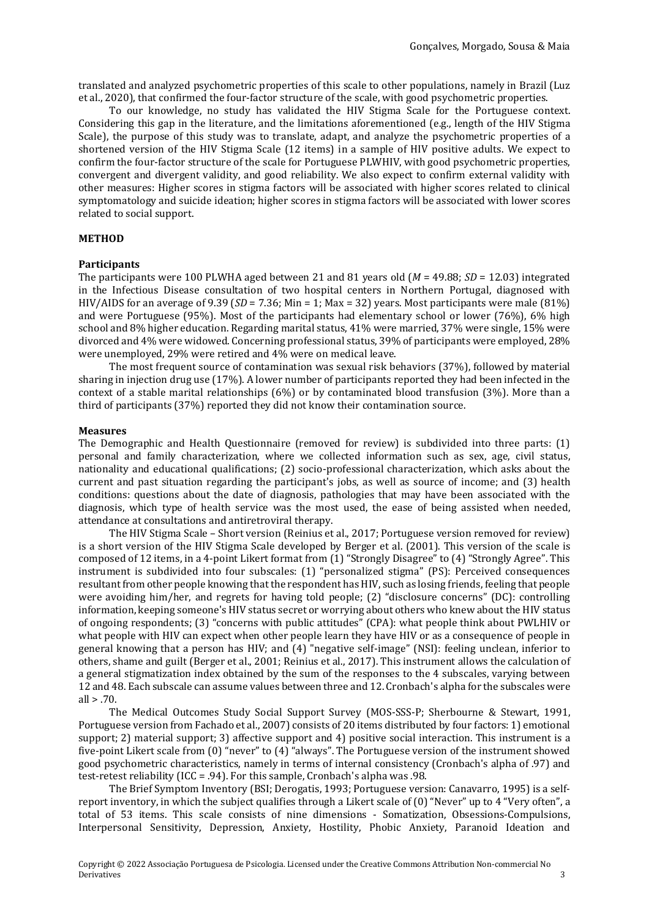translated and analyzed psychometric properties of this scale to other populations, namely in Brazil (Luz et al., 2020), that confirmed the four-factor structure of the scale, with good psychometric properties.

To our knowledge, no study has validated the HIV Stigma Scale for the Portuguese context. Considering this gap in the literature, and the limitations aforementioned (e.g., length of the HIV Stigma Scale), the purpose of this study was to translate, adapt, and analyze the psychometric properties of a shortened version of the HIV Stigma Scale (12 items) in a sample of HIV positive adults. We expect to confirm the four-factor structure of the scale for Portuguese PLWHIV, with good psychometric properties, convergent and divergent validity, and good reliability. We also expect to confirm external validity with other measures: Higher scores in stigma factors will be associated with higher scores related to clinical symptomatology and suicide ideation; higher scores in stigma factors will be associated with lower scores related to social support.

## METHOD

### Participants

The participants were 100 PLWHA aged between 21 and 81 years old (*M* = 49.88; *SD* = 12.03) integrated in the Infectious Disease consultation of two hospital centers in Northern Portugal, diagnosed with HIV/AIDS for an average of 9.39 (*SD* = 7.36; Min = 1; Max = 32) years. Most participants were male (81%) and were Portuguese (95%). Most of the participants had elementary school or lower (76%), 6% high school and 8% higher education. Regarding marital status, 41% were married, 37% were single, 15% were divorced and 4% were widowed. Concerning professional status, 39% of participants were employed, 28% were unemployed, 29% were retired and 4% were on medical leave.

The most frequent source of contamination was sexual risk behaviors (37%), followed by material sharing in injection drug use (17%). A lower number of participants reported they had been infected in the context of a stable marital relationships (6%) or by contaminated blood transfusion (3%). More than a third of participants (37%) reported they did not know their contamination source.

### Measures

The Demographic and Health Questionnaire (removed for review) is subdivided into three parts: (1) personal and family characterization, where we collected information such as sex, age, civil status, nationality and educational qualifications; (2) socio-professional characterization, which asks about the current and past situation regarding the participant's jobs, as well as source of income; and (3) health conditions: questions about the date of diagnosis, pathologies that may have been associated with the diagnosis, which type of health service was the most used, the ease of being assisted when needed, attendance at consultations and antiretroviral therapy.

The HIV Stigma Scale – Short version (Reinius et al., 2017; Portuguese version removed for review) is a short version of the HIV Stigma Scale developed by Berger et al. (2001). This version of the scale is composed of 12 items, in a 4-point Likert format from (1) "Strongly Disagree" to (4) "Strongly Agree". This instrument is subdivided into four subscales: (1) "personalized stigma" (PS): Perceived consequences resultant from other people knowing that the respondent has HIV, such as losing friends, feeling that people were avoiding him/her, and regrets for having told people; (2) "disclosure concerns" (DC): controlling information, keeping someone's HIV status secret or worrying about others who knew about the HIV status of ongoing respondents; (3) "concerns with public attitudes" (CPA): what people think about PWLHIV or what people with HIV can expect when other people learn they have HIV or as a consequence of people in general knowing that a person has HIV; and (4) "negative self-image" (NSI): feeling unclean, inferior to others, shame and guilt (Berger et al., 2001; Reinius et al., 2017). This instrument allows the calculation of a general stigmatization index obtained by the sum of the responses to the 4 subscales, varying between 12 and 48. Each subscale can assume values between three and 12. Cronbach's alpha for the subscales were all > .70.

The Medical Outcomes Study Social Support Survey (MOS-SSS-P; Sherbourne & Stewart, 1991, Portuguese version from Fachado et al., 2007) consists of 20 items distributed by four factors: 1) emotional support; 2) material support; 3) affective support and 4) positive social interaction. This instrument is a five-point Likert scale from (0) "never" to (4) "always". The Portuguese version of the instrument showed good psychometric characteristics, namely in terms of internal consistency (Cronbach's alpha of .97) and test-retest reliability (ICC = .94). For this sample, Cronbach's alpha was .98.

The Brief Symptom Inventory (BSI; Derogatis, 1993; Portuguese version: Canavarro, 1995) is a self-report inventory, in which the subject qualifies through a Likert scale of (0) "Never" up to 4 "Very often", a total of 53 items. This scale consists of nine dimensions - Somatization, Obsessions-Compulsions, Interpersonal Sensitivity, Depression, Anxiety, Hostility, Phobic Anxiety, Paranoid Ideation and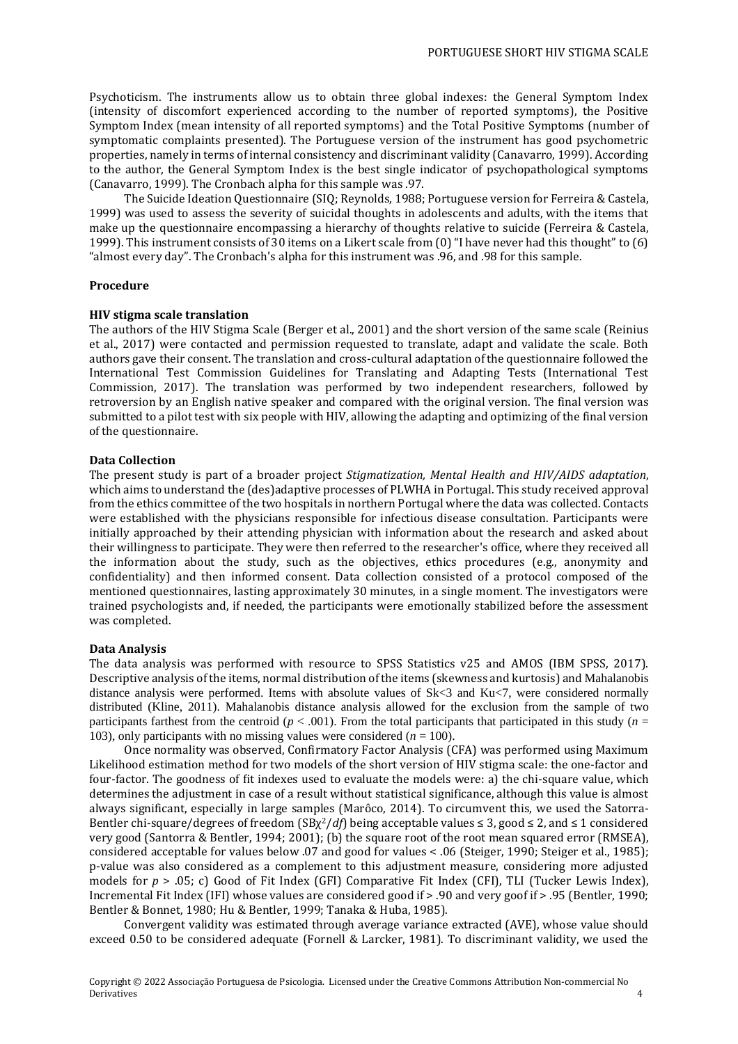Psychoticism. The instruments allow us to obtain three global indexes: the General Symptom Index (intensity of discomfort experienced according to the number of reported symptoms), the Positive Symptom Index (mean intensity of all reported symptoms) and the Total Positive Symptoms (number of symptomatic complaints presented). The Portuguese version of the instrument has good psychometric properties, namely in terms of internal consistency and discriminant validity (Canavarro, 1999). According to the author, the General Symptom Index is the best single indicator of psychopathological symptoms (Canavarro, 1999). The Cronbach alpha for this sample was .97.

The Suicide Ideation Questionnaire (SIQ; Reynolds, 1988; Portuguese version for Ferreira & Castela, 1999) was used to assess the severity of suicidal thoughts in adolescents and adults, with the items that make up the questionnaire encompassing a hierarchy of thoughts relative to suicide (Ferreira & Castela, 1999). This instrument consists of 30 items on a Likert scale from (0) "I have never had this thought" to (6) "almost every day". The Cronbach's alpha for this instrument was .96, and .98 for this sample.

### Procedure

### HIV stigma scale translation

The authors of the HIV Stigma Scale (Berger et al., 2001) and the short version of the same scale (Reinius et al., 2017) were contacted and permission requested to translate, adapt and validate the scale. Both authors gave their consent. The translation and cross-cultural adaptation of the questionnaire followed the International Test Commission Guidelines for Translating and Adapting Tests (International Test Commission, 2017). The translation was performed by two independent researchers, followed by retroversion by an English native speaker and compared with the original version. The final version was submitted to a pilot test with six people with HIV, allowing the adapting and optimizing of the final version of the questionnaire.

### Data Collection

The present study is part of a broader project *Stigmatization, Mental Health and HIV/AIDS adaptation*, which aims to understand the (des)adaptive processes of PLWHA in Portugal. This study received approval from the ethics committee of the two hospitals in northern Portugal where the data was collected. Contacts were established with the physicians responsible for infectious disease consultation. Participants were initially approached by their attending physician with information about the research and asked about their willingness to participate. They were then referred to the researcher's office, where they received all the information about the study, such as the objectives, ethics procedures (e.g., anonymity and confidentiality) and then informed consent. Data collection consisted of a protocol composed of the mentioned questionnaires, lasting approximately 30 minutes, in a single moment. The investigators were trained psychologists and, if needed, the participants were emotionally stabilized before the assessment was completed.

### Data Analysis

The data analysis was performed with resource to SPSS Statistics v25 and AMOS (IBM SPSS, 2017). Descriptive analysis of the items, normal distribution of the items (skewness and kurtosis) and Mahalanobis distance analysis were performed. Items with absolute values of Sk<3 and Ku<7, were considered normally distributed (Kline, 2011). Mahalanobis distance analysis allowed for the exclusion from the sample of two participants farthest from the centroid ($p < .001$). From the total participants that participated in this study ($n$ = 103), only participants with no missing values were considered ($n$ = 100).

Once normality was observed, Confirmatory Factor Analysis (CFA) was performed using Maximum Likelihood estimation method for two models of the short version of HIV stigma scale: the one-factor and four-factor. The goodness of fit indexes used to evaluate the models were: a) the chi-square value, which determines the adjustment in case of a result without statistical significance, although this value is almost always significant, especially in large samples (Marôco, 2014). To circumvent this, we used the Satorra-Bentler chi-square/degrees of freedom ($SB\chi^2/df$) being acceptable values ≤ 3, good ≤ 2, and ≤ 1 considered very good (Santorra & Bentler, 1994; 2001); (b) the square root of the root mean squared error (RMSEA), considered acceptable for values below .07 and good for values < .06 (Steiger, 1990; Steiger et al., 1985); p-value was also considered as a complement to this adjustment measure, considering more adjusted models for $p$ > .05; c) Good of Fit Index (GFI) Comparative Fit Index (CFI), TLI (Tucker Lewis Index), Incremental Fit Index (IFI) whose values are considered good if > .90 and very goof if > .95 (Bentler, 1990; Bentler & Bonnet, 1980; Hu & Bentler, 1999; Tanaka & Huba, 1985).

Convergent validity was estimated through average variance extracted (AVE), whose value should exceed 0.50 to be considered adequate (Fornell & Larcker, 1981). To discriminant validity, we used the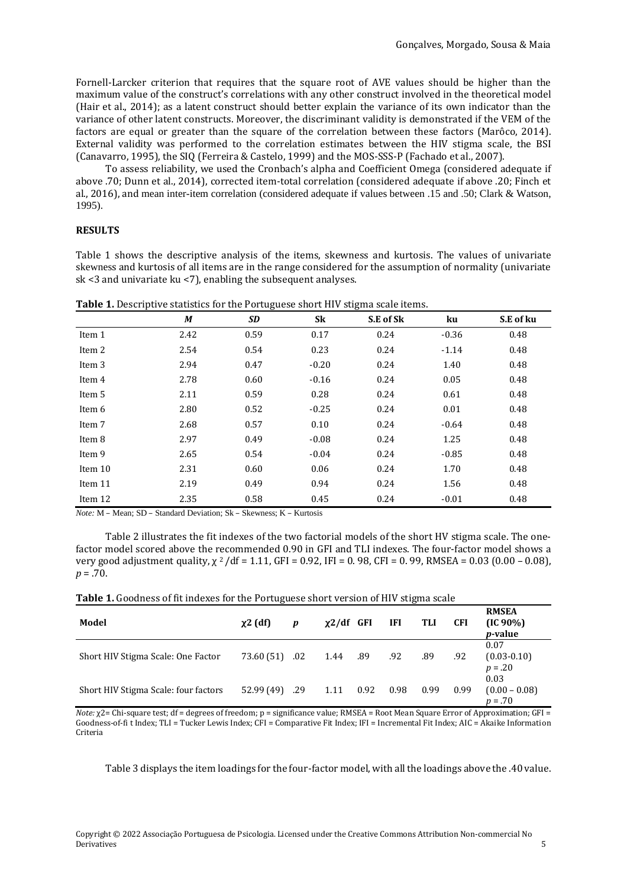Fornell-Larcker criterion that requires that the square root of AVE values should be higher than the maximum value of the construct's correlations with any other construct involved in the theoretical model (Hair et al., 2014); as a latent construct should better explain the variance of its own indicator than the variance of other latent constructs. Moreover, the discriminant validity is demonstrated if the VEM of the factors are equal or greater than the square of the correlation between these factors (Marôco, 2014). External validity was performed to the correlation estimates between the HIV stigma scale, the BSI (Canavarro, 1995), the SIQ (Ferreira & Castelo, 1999) and the MOS-SSS-P (Fachado et al., 2007).

To assess reliability, we used the Cronbach's alpha and Coefficient Omega (considered adequate if above .70; Dunn et al., 2014), corrected item-total correlation (considered adequate if above .20; Finch et al., 2016), and mean inter-item correlation (considered adequate if values between .15 and .50; Clark & Watson, 1995).

## RESULTS

Table 1 shows the descriptive analysis of the items, skewness and kurtosis. The values of univariate skewness and kurtosis of all items are in the range considered for the assumption of normality (univariate sk <3 and univariate ku <7), enabling the subsequent analyses.

**Table 1.** Descriptive statistics for the Portuguese short HIV stigma scale items.

| | *M* | *SD* | Sk | S.E of Sk | ku | S.E of ku |
|---|---|---|---|---|---|---|
| Item 1 | 2.42 | 0.59 | 0.17 | 0.24 | -0.36 | 0.48 |
| Item 2 | 2.54 | 0.54 | 0.23 | 0.24 | -1.14 | 0.48 |
| Item 3 | 2.94 | 0.47 | -0.20 | 0.24 | 1.40 | 0.48 |
| Item 4 | 2.78 | 0.60 | -0.16 | 0.24 | 0.05 | 0.48 |
| Item 5 | 2.11 | 0.59 | 0.28 | 0.24 | 0.61 | 0.48 |
| Item 6 | 2.80 | 0.52 | -0.25 | 0.24 | 0.01 | 0.48 |
| Item 7 | 2.68 | 0.57 | 0.10 | 0.24 | -0.64 | 0.48 |
| Item 8 | 2.97 | 0.49 | -0.08 | 0.24 | 1.25 | 0.48 |
| Item 9 | 2.65 | 0.54 | -0.04 | 0.24 | -0.85 | 0.48 |
| Item 10 | 2.31 | 0.60 | 0.06 | 0.24 | 1.70 | 0.48 |
| Item 11 | 2.19 | 0.49 | 0.94 | 0.24 | 1.56 | 0.48 |
| Item 12 | 2.35 | 0.58 | 0.45 | 0.24 | -0.01 | 0.48 |

*Note:* M – Mean; SD – Standard Deviation; Sk – Skewness; K – Kurtosis

Table 2 illustrates the fit indexes of the two factorial models of the short HV stigma scale. The one-factor model scored above the recommended 0.90 in GFI and TLI indexes. The four-factor model shows a very good adjustment quality, $\chi^2/df = 1.11$, GFI = 0.92, IFI = 0. 98, CFI = 0. 99, RMSEA = 0.03 (0.00 – 0.08), $p = .70$.

**Table 1.** Goodness of fit indexes for the Portuguese short version of HIV stigma scale

| Model | $\chi 2$ (df) | *p* | $\chi 2$/df | GFI | IFI | TLI | CFI | RMSEA (IC 90%) *p*-value |
|---|---|---|---|---|---|---|---|---|
| Short HIV Stigma Scale: One Factor | 73.60 (51) | .02 | 1.44 | .89 | .92 | .89 | .92 | 0.07 (0.03-0.10) $p = .20$ |
| Short HIV Stigma Scale: four factors | 52.99 (49) | .29 | 1.11 | 0.92 | 0.98 | 0.99 | 0.99 | 0.03 (0.00 – 0.08) $p = .70$ |

*Note:* $\chi 2$= Chi-square test; df = degrees of freedom; p = significance value; RMSEA = Root Mean Square Error of Approximation; GFI = Goodness-of-fi t Index; TLI = Tucker Lewis Index; CFI = Comparative Fit Index; IFI = Incremental Fit Index; AIC = Akaike Information Criteria

Table 3 displays the item loadings for the four-factor model, with all the loadings above the .40 value.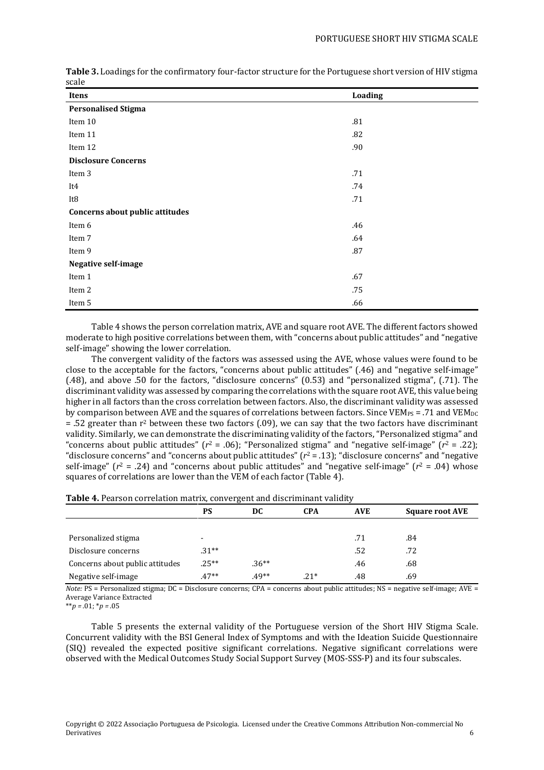**Table 3.** Loadings for the confirmatory four-factor structure for the Portuguese short version of HIV stigma scale

| Itens | Loading |
|---|---|
| **Personalised Stigma** | |
| Item 10 | .81 |
| Item 11 | .82 |
| Item 12 | .90 |
| **Disclosure Concerns** | |
| Item 3 | .71 |
| It4 | .74 |
| It8 | .71 |
| **Concerns about public attitudes** | |
| Item 6 | .46 |
| Item 7 | .64 |
| Item 9 | .87 |
| **Negative self-image** | |
| Item 1 | .67 |
| Item 2 | .75 |
| Item 5 | .66 |

Table 4 shows the person correlation matrix, AVE and square root AVE. The different factors showed moderate to high positive correlations between them, with "concerns about public attitudes" and "negative self-image" showing the lower correlation.

The convergent validity of the factors was assessed using the AVE, whose values were found to be close to the acceptable for the factors, "concerns about public attitudes" (.46) and "negative self-image" (.48), and above .50 for the factors, "disclosure concerns" (0.53) and "personalized stigma", (.71). The discriminant validity was assessed by comparing the correlations with the square root AVE, this value being higher in all factors than the cross correlation between factors. Also, the discriminant validity was assessed by comparison between AVE and the squares of correlations between factors. Since $VEM_{PS}$ = .71 and $VEM_{DC}$ = .52 greater than $r^2$ between these two factors (.09), we can say that the two factors have discriminant validity. Similarly, we can demonstrate the discriminating validity of the factors, "Personalized stigma" and "concerns about public attitudes" ($r^2$ = .06); "Personalized stigma" and "negative self-image" ($r^2$ = .22); "disclosure concerns" and "concerns about public attitudes" ($r^2$ = .13); "disclosure concerns" and "negative self-image" ($r^2$ = .24) and "concerns about public attitudes" and "negative self-image" ($r^2$ = .04) whose squares of correlations are lower than the VEM of each factor (Table 4).

**Table 4.** Pearson correlation matrix, convergent and discriminant validity

| | PS | DC | CPA | AVE | Square root AVE |
|---|---|---|---|---|---|
| Personalized stigma | - | | | .71 | .84 |
| Disclosure concerns | .31** | | | .52 | .72 |
| Concerns about public attitudes | .25** | .36** | | .46 | .68 |
| Negative self-image | .47** | .49** | .21* | .48 | .69 |

*Note:* PS = Personalized stigma; DC = Disclosure concerns; CPA = concerns about public attitudes; NS = negative self-image; AVE = Average Variance Extracted

***p* = .01; **p* = .05

Table 5 presents the external validity of the Portuguese version of the Short HIV Stigma Scale. Concurrent validity with the BSI General Index of Symptoms and with the Ideation Suicide Questionnaire (SIQ) revealed the expected positive significant correlations. Negative significant correlations were observed with the Medical Outcomes Study Social Support Survey (MOS-SSS-P) and its four subscales.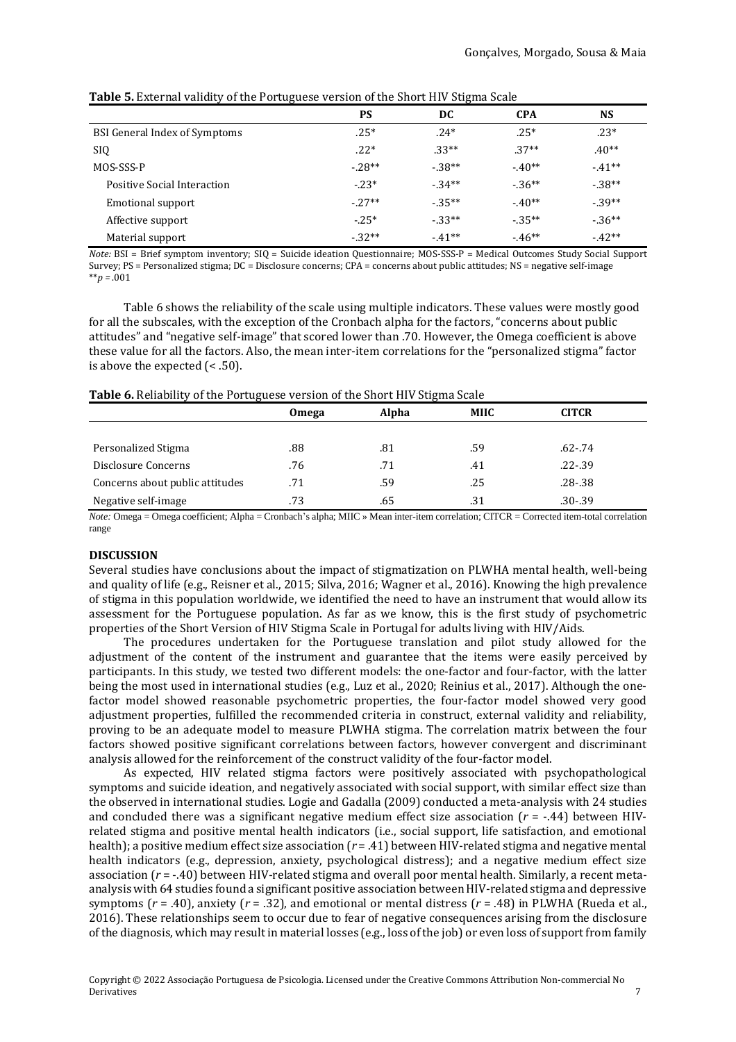**Table 5.** External validity of the Portuguese version of the Short HIV Stigma Scale

| | PS | DC | CPA | NS |
|---|---|---|---|---|
| BSI General Index of Symptoms | .25* | .24* | .25* | .23* |
| SIQ | .22* | .33** | .37** | .40** |
| MOS-SSS-P | -.28** | -.38** | -.40** | -.41** |
| Positive Social Interaction | -.23* | -.34** | -.36** | -.38** |
| Emotional support | -.27** | -.35** | -.40** | -.39** |
| Affective support | -.25* | -.33** | -.35** | -.36** |
| Material support | -.32** | -.41** | -.46** | -.42** |

*Note:* BSI = Brief symptom inventory; SIQ = Suicide ideation Questionnaire; MOS-SSS-P = Medical Outcomes Study Social Support Survey; PS = Personalized stigma; DC = Disclosure concerns; CPA = concerns about public attitudes; NS = negative self-image
**$p = .001$

Table 6 shows the reliability of the scale using multiple indicators. These values were mostly good for all the subscales, with the exception of the Cronbach alpha for the factors, "concerns about public attitudes" and "negative self-image" that scored lower than .70. However, the Omega coefficient is above these value for all the factors. Also, the mean inter-item correlations for the "personalized stigma" factor is above the expected (< .50).

**Table 6.** Reliability of the Portuguese version of the Short HIV Stigma Scale

| | Omega | Alpha | MIIC | CITCR |
|---|---|---|---|---|
| Personalized Stigma | .88 | .81 | .59 | .62-.74 |
| Disclosure Concerns | .76 | .71 | .41 | .22-.39 |
| Concerns about public attitudes | .71 | .59 | .25 | .28-.38 |
| Negative self-image | .73 | .65 | .31 | .30-.39 |

*Note:* Omega = Omega coefficient; Alpha = Cronbach's alpha; MIIC » Mean inter-item correlation; CITCR = Corrected item-total correlation range

## DISCUSSION

Several studies have conclusions about the impact of stigmatization on PLWHA mental health, well-being and quality of life (e.g., Reisner et al., 2015; Silva, 2016; Wagner et al., 2016). Knowing the high prevalence of stigma in this population worldwide, we identified the need to have an instrument that would allow its assessment for the Portuguese population. As far as we know, this is the first study of psychometric properties of the Short Version of HIV Stigma Scale in Portugal for adults living with HIV/Aids.

The procedures undertaken for the Portuguese translation and pilot study allowed for the adjustment of the content of the instrument and guarantee that the items were easily perceived by participants. In this study, we tested two different models: the one-factor and four-factor, with the latter being the most used in international studies (e.g., Luz et al., 2020; Reinius et al., 2017). Although the one-factor model showed reasonable psychometric properties, the four-factor model showed very good adjustment properties, fulfilled the recommended criteria in construct, external validity and reliability, proving to be an adequate model to measure PLWHA stigma. The correlation matrix between the four factors showed positive significant correlations between factors, however convergent and discriminant analysis allowed for the reinforcement of the construct validity of the four-factor model.

As expected, HIV related stigma factors were positively associated with psychopathological symptoms and suicide ideation, and negatively associated with social support, with similar effect size than the observed in international studies. Logie and Gadalla (2009) conducted a meta-analysis with 24 studies and concluded there was a significant negative medium effect size association ($r$ = -.44) between HIV-related stigma and positive mental health indicators (i.e., social support, life satisfaction, and emotional health); a positive medium effect size association ($r$ = .41) between HIV-related stigma and negative mental health indicators (e.g., depression, anxiety, psychological distress); and a negative medium effect size association ($r$ = -.40) between HIV-related stigma and overall poor mental health. Similarly, a recent meta-analysis with 64 studies found a significant positive association between HIV-related stigma and depressive symptoms ($r$ = .40), anxiety ($r$ = .32), and emotional or mental distress ($r$ = .48) in PLWHA (Rueda et al., 2016). These relationships seem to occur due to fear of negative consequences arising from the disclosure of the diagnosis, which may result in material losses (e.g., loss of the job) or even loss of support from family

Copyright © 2022 Associação Portuguesa de Psicologia. Licensed under the Creative Commons Attribution Non-commercial No Derivatives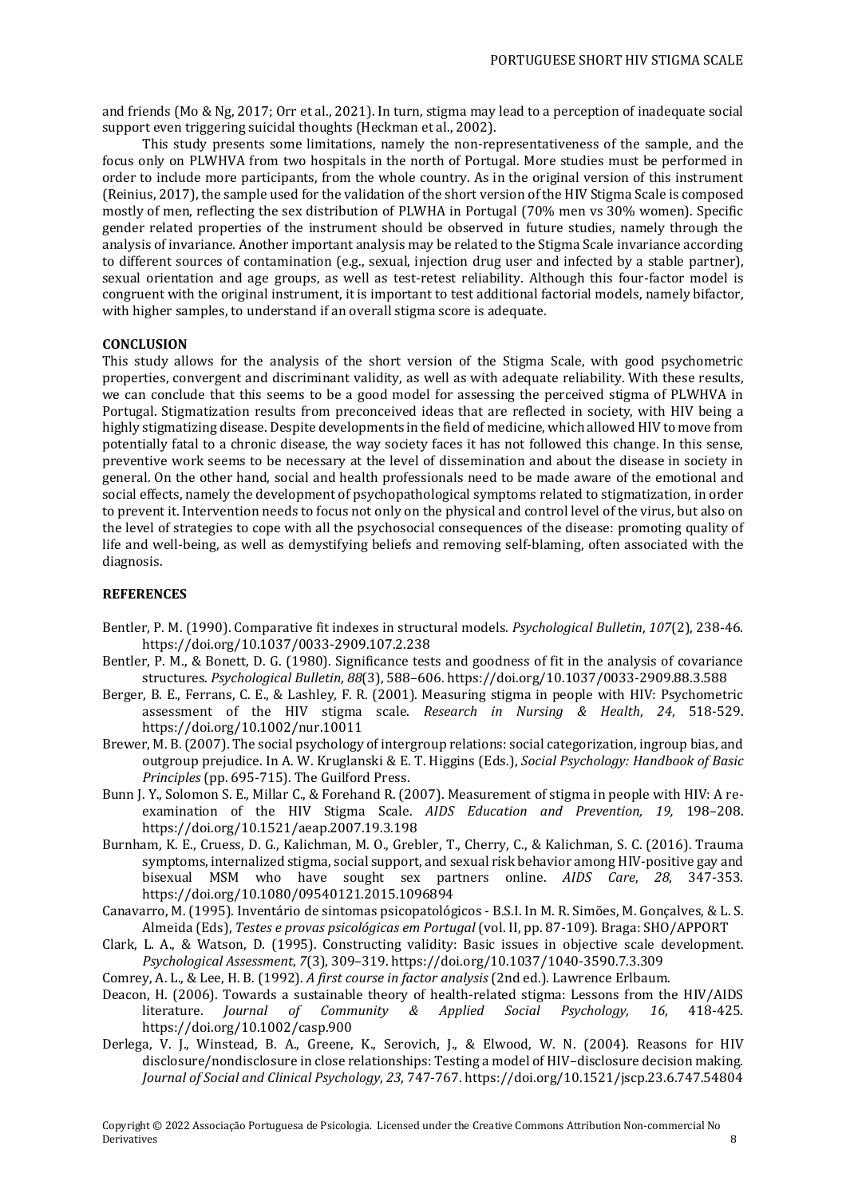and friends (Mo & Ng, 2017; Orr et al., 2021). In turn, stigma may lead to a perception of inadequate social support even triggering suicidal thoughts (Heckman et al., 2002).

This study presents some limitations, namely the non-representativeness of the sample, and the focus only on PLWHVA from two hospitals in the north of Portugal. More studies must be performed in order to include more participants, from the whole country. As in the original version of this instrument (Reinius, 2017), the sample used for the validation of the short version of the HIV Stigma Scale is composed mostly of men, reflecting the sex distribution of PLWHA in Portugal (70% men vs 30% women). Specific gender related properties of the instrument should be observed in future studies, namely through the analysis of invariance. Another important analysis may be related to the Stigma Scale invariance according to different sources of contamination (e.g., sexual, injection drug user and infected by a stable partner), sexual orientation and age groups, as well as test-retest reliability. Although this four-factor model is congruent with the original instrument, it is important to test additional factorial models, namely bifactor, with higher samples, to understand if an overall stigma score is adequate.

## CONCLUSION

This study allows for the analysis of the short version of the Stigma Scale, with good psychometric properties, convergent and discriminant validity, as well as with adequate reliability. With these results, we can conclude that this seems to be a good model for assessing the perceived stigma of PLWHVA in Portugal. Stigmatization results from preconceived ideas that are reflected in society, with HIV being a highly stigmatizing disease. Despite developments in the field of medicine, which allowed HIV to move from potentially fatal to a chronic disease, the way society faces it has not followed this change. In this sense, preventive work seems to be necessary at the level of dissemination and about the disease in society in general. On the other hand, social and health professionals need to be made aware of the emotional and social effects, namely the development of psychopathological symptoms related to stigmatization, in order to prevent it. Intervention needs to focus not only on the physical and control level of the virus, but also on the level of strategies to cope with all the psychosocial consequences of the disease: promoting quality of life and well-being, as well as demystifying beliefs and removing self-blaming, often associated with the diagnosis.

## REFERENCES

Bentler, P. M. (1990). Comparative fit indexes in structural models. *Psychological Bulletin*, *107*(2), 238-46. https://doi.org/10.1037/0033-2909.107.2.238

Bentler, P. M., & Bonett, D. G. (1980). Significance tests and goodness of fit in the analysis of covariance structures. *Psychological Bulletin*, *88*(3), 588–606. https://doi.org/10.1037/0033-2909.88.3.588

Berger, B. E., Ferrans, C. E., & Lashley, F. R. (2001). Measuring stigma in people with HIV: Psychometric assessment of the HIV stigma scale. *Research in Nursing & Health*, *24*, 518-529. https://doi.org/10.1002/nur.10011

Brewer, M. B. (2007). The social psychology of intergroup relations: social categorization, ingroup bias, and outgroup prejudice. In A. W. Kruglanski & E. T. Higgins (Eds.), *Social Psychology: Handbook of Basic Principles* (pp. 695-715). The Guilford Press.

Bunn J. Y., Solomon S. E., Millar C., & Forehand R. (2007). Measurement of stigma in people with HIV: A re-examination of the HIV Stigma Scale. *AIDS Education and Prevention, 19,* 198–208. https://doi.org/10.1521/aeap.2007.19.3.198

Burnham, K. E., Cruess, D. G., Kalichman, M. O., Grebler, T., Cherry, C., & Kalichman, S. C. (2016). Trauma symptoms, internalized stigma, social support, and sexual risk behavior among HIV-positive gay and bisexual MSM who have sought sex partners online. *AIDS Care*, *28*, 347-353. https://doi.org/10.1080/09540121.2015.1096894

Canavarro, M. (1995). Inventário de sintomas psicopatológicos - B.S.I. In M. R. Simões, M. Gonçalves, & L. S. Almeida (Eds), *Testes e provas psicológicas em Portugal* (vol. II, pp. 87-109). Braga: SHO/APPORT

Clark, L. A., & Watson, D. (1995). Constructing validity: Basic issues in objective scale development. *Psychological Assessment*, *7*(3), 309–319. https://doi.org/10.1037/1040-3590.7.3.309

Comrey, A. L., & Lee, H. B. (1992). *A first course in factor analysis* (2nd ed.). Lawrence Erlbaum.

Deacon, H. (2006). Towards a sustainable theory of health-related stigma: Lessons from the HIV/AIDS literature. *Journal of Community & Applied Social Psychology*, *16*, 418-425. https://doi.org/10.1002/casp.900

Derlega, V. J., Winstead, B. A., Greene, K., Serovich, J., & Elwood, W. N. (2004). Reasons for HIV disclosure/nondisclosure in close relationships: Testing a model of HIV–disclosure decision making. *Journal of Social and Clinical Psychology*, *23*, 747-767. https://doi.org/10.1521/jscp.23.6.747.54804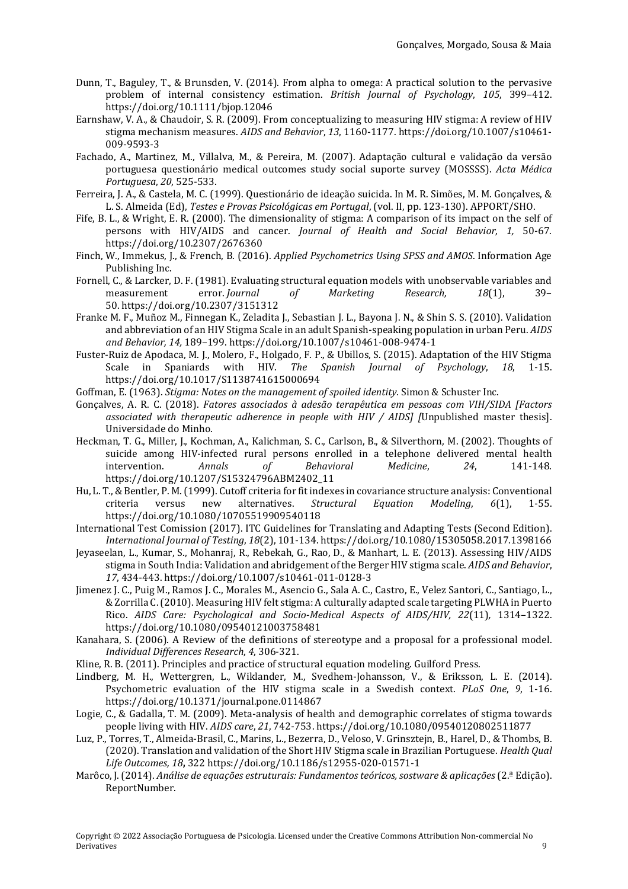Dunn, T., Baguley, T., & Brunsden, V. (2014). From alpha to omega: A practical solution to the pervasive problem of internal consistency estimation. *British Journal of Psychology*, *105*, 399–412. https://doi.org/10.1111/bjop.12046

Earnshaw, V. A., & Chaudoir, S. R. (2009). From conceptualizing to measuring HIV stigma: A review of HIV stigma mechanism measures. *AIDS and Behavior*, *13*, 1160-1177. https://doi.org/10.1007/s10461-009-9593-3

Fachado, A., Martinez, M., Villalva, M., & Pereira, M. (2007). Adaptação cultural e validação da versão portuguesa questionário medical outcomes study social suporte survey (MOSSSS). *Acta Médica Portuguesa*, *20*, 525-533.

Ferreira, J. A., & Castela, M. C. (1999). Questionário de ideação suicida. In M. R. Simões, M. M. Gonçalves, & L. S. Almeida (Ed), *Testes e Provas Psicológicas em Portugal*, (vol. II, pp. 123-130). APPORT/SHO.

Fife, B. L., & Wright, E. R. (2000). The dimensionality of stigma: A comparison of its impact on the self of persons with HIV/AIDS and cancer. *Journal of Health and Social Behavior, 1,* 50-67. https://doi.org/10.2307/2676360

Finch, W., Immekus, J., & French, B. (2016). *Applied Psychometrics Using SPSS and AMOS*. Information Age Publishing Inc.

Fornell, C., & Larcker, D. F. (1981). Evaluating structural equation models with unobservable variables and measurement error. *Journal of Marketing Research, 18*(1), 39–50. https://doi.org/10.2307/3151312

Franke M. F., Muñoz M., Finnegan K., Zeladita J., Sebastian J. L., Bayona J. N., & Shin S. S. (2010). Validation and abbreviation of an HIV Stigma Scale in an adult Spanish-speaking population in urban Peru. *AIDS and Behavior, 14,* 189–199. https://doi.org/10.1007/s10461-008-9474-1

Fuster-Ruiz de Apodaca, M. J., Molero, F., Holgado, F. P., & Ubillos, S. (2015). Adaptation of the HIV Stigma Scale in Spaniards with HIV. *The Spanish Journal of Psychology*, *18*, 1-15. https://doi.org/10.1017/S1138741615000694

Goffman, E. (1963). *Stigma: Notes on the management of spoiled identity*. Simon & Schuster Inc.

Gonçalves, A. R. C. (2018). *Fatores associados à adesão terapêutica em pessoas com VIH/SIDA [Factors associated with therapeutic adherence in people with HIV / AIDS]* [Unpublished master thesis]. Universidade do Minho.

Heckman, T. G., Miller, J., Kochman, A., Kalichman, S. C., Carlson, B., & Silverthorn, M. (2002). Thoughts of suicide among HIV-infected rural persons enrolled in a telephone delivered mental health intervention. *Annals of Behavioral Medicine*, *24*, 141-148. https://doi.org/10.1207/S15324796ABM2402_11

Hu, L. T., & Bentler, P. M. (1999). Cutoff criteria for fit indexes in covariance structure analysis: Conventional criteria versus new alternatives. *Structural Equation Modeling*, *6*(1), 1-55. https://doi.org/10.1080/10705519909540118

International Test Comission (2017). ITC Guidelines for Translating and Adapting Tests (Second Edition). *International Journal of Testing*, *18*(2), 101-134. https://doi.org/10.1080/15305058.2017.1398166

Jeyaseelan, L., Kumar, S., Mohanraj, R., Rebekah, G., Rao, D., & Manhart, L. E. (2013). Assessing HIV/AIDS stigma in South India: Validation and abridgement of the Berger HIV stigma scale. *AIDS and Behavior*, *17*, 434-443. https://doi.org/10.1007/s10461-011-0128-3

Jimenez J. C., Puig M., Ramos J. C., Morales M., Asencio G., Sala A. C., Castro, E., Velez Santori, C., Santiago, L., & Zorrilla C. (2010). Measuring HIV felt stigma: A culturally adapted scale targeting PLWHA in Puerto Rico. *AIDS Care: Psychological and Socio-Medical Aspects of AIDS/HIV, 22*(11)*,* 1314–1322. https://doi.org/10.1080/09540121003758481

Kanahara, S. (2006). A Review of the definitions of stereotype and a proposal for a professional model. *Individual Differences Research*, *4*, 306-321.

Kline, R. B. (2011). Principles and practice of structural equation modeling. Guilford Press.

Lindberg, M. H., Wettergren, L., Wiklander, M., Svedhem-Johansson, V., & Eriksson, L. E. (2014). Psychometric evaluation of the HIV stigma scale in a Swedish context. *PLoS One*, *9*, 1-16. https://doi.org/10.1371/journal.pone.0114867

Logie, C., & Gadalla, T. M. (2009). Meta-analysis of health and demographic correlates of stigma towards people living with HIV. *AIDS care*, *21*, 742-753. https://doi.org/10.1080/09540120802511877

Luz, P., Torres, T., Almeida-Brasil, C., Marins, L., Bezerra, D., Veloso, V. Grinsztejn, B., Harel, D., & Thombs, B. (2020). Translation and validation of the Short HIV Stigma scale in Brazilian Portuguese. *Health Qual Life Outcomes, 18***,** 322 https://doi.org/10.1186/s12955-020-01571-1

Marôco, J. (2014). *Análise de equações estruturais: Fundamentos teóricos, sostware & aplicações* (2.ª Edição). ReportNumber.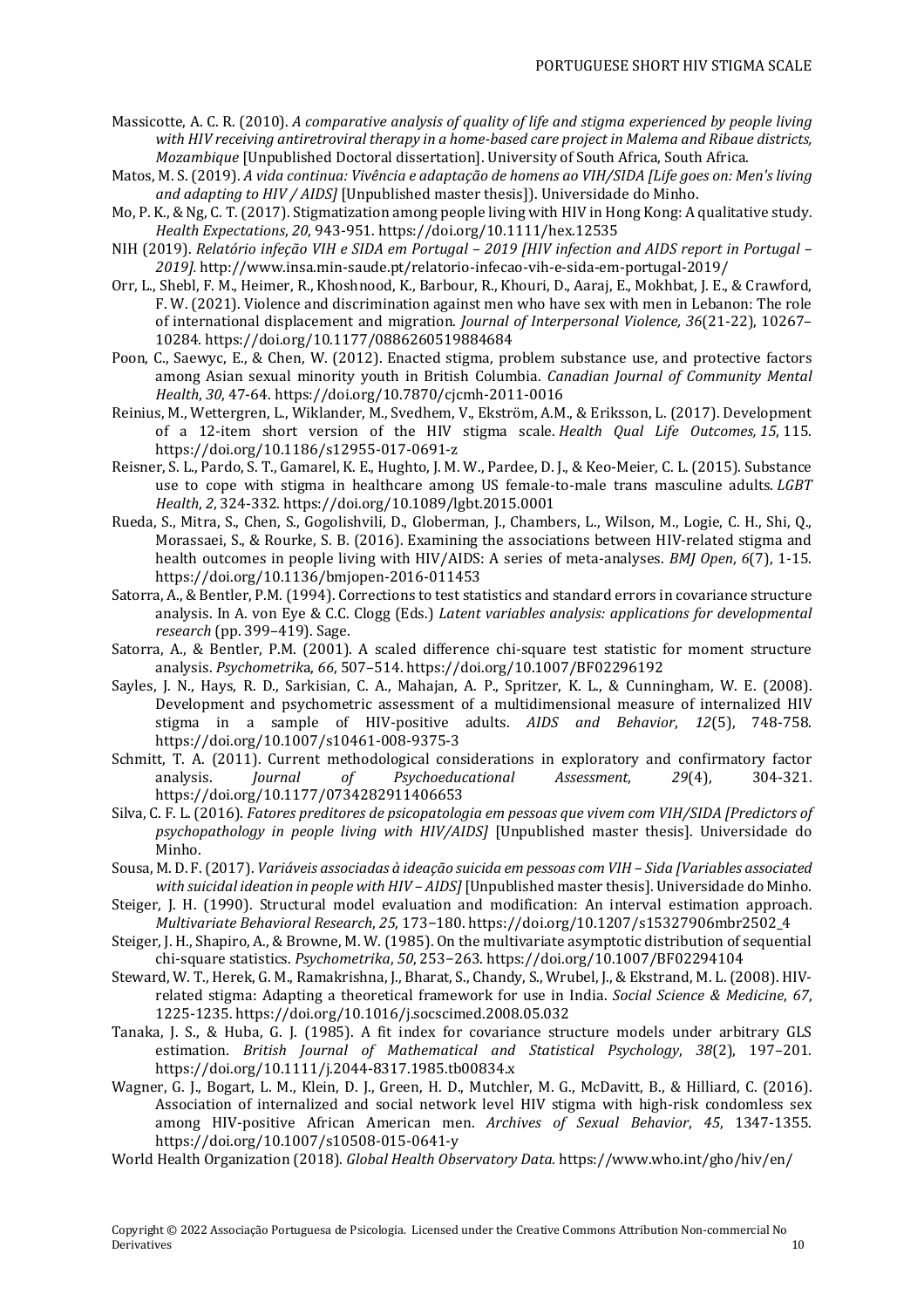Massicotte, A. C. R. (2010). *A comparative analysis of quality of life and stigma experienced by people living with HIV receiving antiretroviral therapy in a home-based care project in Malema and Ribaue districts, Mozambique* [Unpublished Doctoral dissertation]. University of South Africa, South Africa.

Matos, M. S. (2019). *A vida continua: Vivência e adaptação de homens ao VIH/SIDA [Life goes on: Men's living and adapting to HIV / AIDS]* [Unpublished master thesis]). Universidade do Minho.

Mo, P. K., & Ng, C. T. (2017). Stigmatization among people living with HIV in Hong Kong: A qualitative study. *Health Expectations*, *20*, 943-951. https://doi.org/10.1111/hex.12535

NIH (2019). *Relatório infeção VIH e SIDA em Portugal – 2019 [HIV infection and AIDS report in Portugal – 2019]*. http://www.insa.min-saude.pt/relatorio-infecao-vih-e-sida-em-portugal-2019/

Orr, L., Shebl, F. M., Heimer, R., Khoshnood, K., Barbour, R., Khouri, D., Aaraj, E., Mokhbat, J. E., & Crawford, F. W. (2021). Violence and discrimination against men who have sex with men in Lebanon: The role of international displacement and migration. *Journal of Interpersonal Violence, 36*(21-22), 10267–10284. https://doi.org/10.1177/0886260519884684

Poon, C., Saewyc, E., & Chen, W. (2012). Enacted stigma, problem substance use, and protective factors among Asian sexual minority youth in British Columbia. *Canadian Journal of Community Mental Health*, *30*, 47-64. https://doi.org/10.7870/cjcmh-2011-0016

Reinius, M., Wettergren, L., Wiklander, M., Svedhem, V., Ekström, A.M., & Eriksson, L. (2017). Development of a 12-item short version of the HIV stigma scale. *Health Qual Life Outcomes, 15*, 115. https://doi.org/10.1186/s12955-017-0691-z

Reisner, S. L., Pardo, S. T., Gamarel, K. E., Hughto, J. M. W., Pardee, D. J., & Keo-Meier, C. L. (2015). Substance use to cope with stigma in healthcare among US female-to-male trans masculine adults. *LGBT Health*, *2*, 324-332. https://doi.org/10.1089/lgbt.2015.0001

Rueda, S., Mitra, S., Chen, S., Gogolishvili, D., Globerman, J., Chambers, L., Wilson, M., Logie, C. H., Shi, Q., Morassaei, S., & Rourke, S. B. (2016). Examining the associations between HIV-related stigma and health outcomes in people living with HIV/AIDS: A series of meta-analyses. *BMJ Open*, *6*(7), 1-15. https://doi.org/10.1136/bmjopen-2016-011453

Satorra, A., & Bentler, P.M. (1994). Corrections to test statistics and standard errors in covariance structure analysis. In A. von Eye & C.C. Clogg (Eds.) *Latent variables analysis: applications for developmental research* (pp. 399–419). Sage.

Satorra, A., & Bentler, P.M. (2001). A scaled difference chi-square test statistic for moment structure analysis. *Psychometrika*, *66*, 507–514. https://doi.org/10.1007/BF02296192

Sayles, J. N., Hays, R. D., Sarkisian, C. A., Mahajan, A. P., Spritzer, K. L., & Cunningham, W. E. (2008). Development and psychometric assessment of a multidimensional measure of internalized HIV stigma in a sample of HIV-positive adults. *AIDS and Behavior*, *12*(5), 748-758. https://doi.org/10.1007/s10461-008-9375-3

Schmitt, T. A. (2011). Current methodological considerations in exploratory and confirmatory factor analysis. *Journal of Psychoeducational Assessment*, *29*(4), 304-321. https://doi.org/10.1177/0734282911406653

Silva, C. F. L. (2016). *Fatores preditores de psicopatologia em pessoas que vivem com VIH/SIDA [Predictors of psychopathology in people living with HIV/AIDS]* [Unpublished master thesis]. Universidade do Minho.

Sousa, M. D. F. (2017). *Variáveis associadas à ideação suicida em pessoas com VIH – Sida [Variables associated with suicidal ideation in people with HIV – AIDS]* [Unpublished master thesis]. Universidade do Minho.

Steiger, J. H. (1990). Structural model evaluation and modification: An interval estimation approach. *Multivariate Behavioral Research*, *25*, 173–180. https://doi.org/10.1207/s15327906mbr2502_4

Steiger, J. H., Shapiro, A., & Browne, M. W. (1985). On the multivariate asymptotic distribution of sequential chi-square statistics. *Psychometrika*, *50*, 253–263. https://doi.org/10.1007/BF02294104

Steward, W. T., Herek, G. M., Ramakrishna, J., Bharat, S., Chandy, S., Wrubel, J., & Ekstrand, M. L. (2008). HIV-related stigma: Adapting a theoretical framework for use in India. *Social Science & Medicine*, *67*, 1225-1235. https://doi.org/10.1016/j.socscimed.2008.05.032

Tanaka, J. S., & Huba, G. J. (1985). A fit index for covariance structure models under arbitrary GLS estimation. *British Journal of Mathematical and Statistical Psychology*, *38*(2), 197–201. https://doi.org/10.1111/j.2044-8317.1985.tb00834.x

Wagner, G. J., Bogart, L. M., Klein, D. J., Green, H. D., Mutchler, M. G., McDavitt, B., & Hilliard, C. (2016). Association of internalized and social network level HIV stigma with high-risk condomless sex among HIV-positive African American men. *Archives of Sexual Behavior*, *45*, 1347-1355. https://doi.org/10.1007/s10508-015-0641-y

World Health Organization (2018). *Global Health Observatory Data.* https://www.who.int/gho/hiv/en/

Copyright © 2022 Associação Portuguesa de Psicologia. Licensed under the Creative Commons Attribution Non-commercial No Derivatives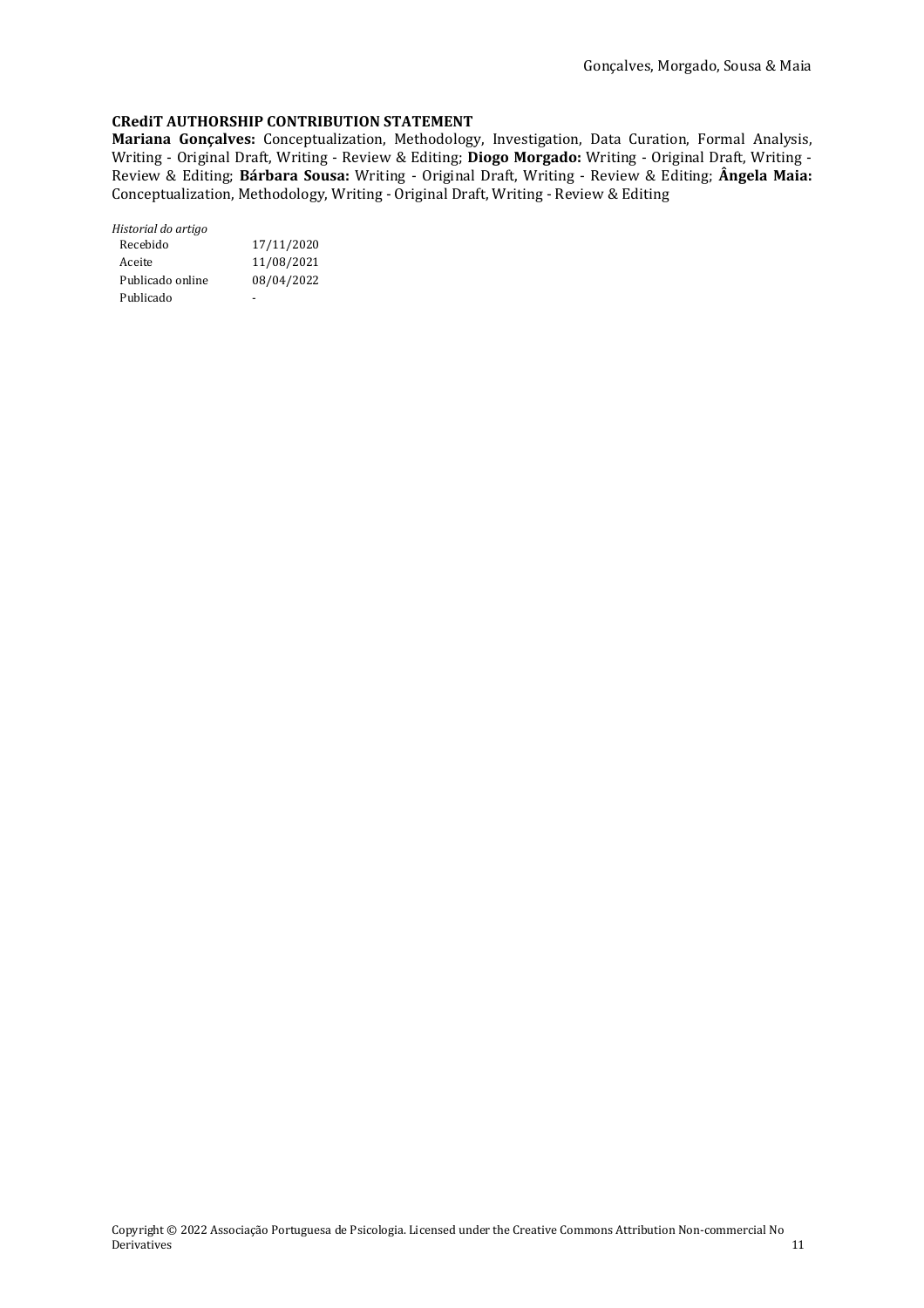**CRediT AUTHORSHIP CONTRIBUTION STATEMENT**

**Mariana Gonçalves:** Conceptualization, Methodology, Investigation, Data Curation, Formal Analysis, Writing - Original Draft, Writing - Review & Editing; **Diogo Morgado:** Writing - Original Draft, Writing - Review & Editing; **Bárbara Sousa:** Writing - Original Draft, Writing - Review & Editing; **Ângela Maia:** Conceptualization, Methodology, Writing - Original Draft, Writing - Review & Editing

*Historial do artigo*

| | |
|---|---|
| Recebido | 17/11/2020 |
| Aceite | 11/08/2021 |
| Publicado online | 08/04/2022 |
| Publicado | - |

Copyright © 2022 Associação Portuguesa de Psicologia. Licensed under the Creative Commons Attribution Non-commercial No Derivatives